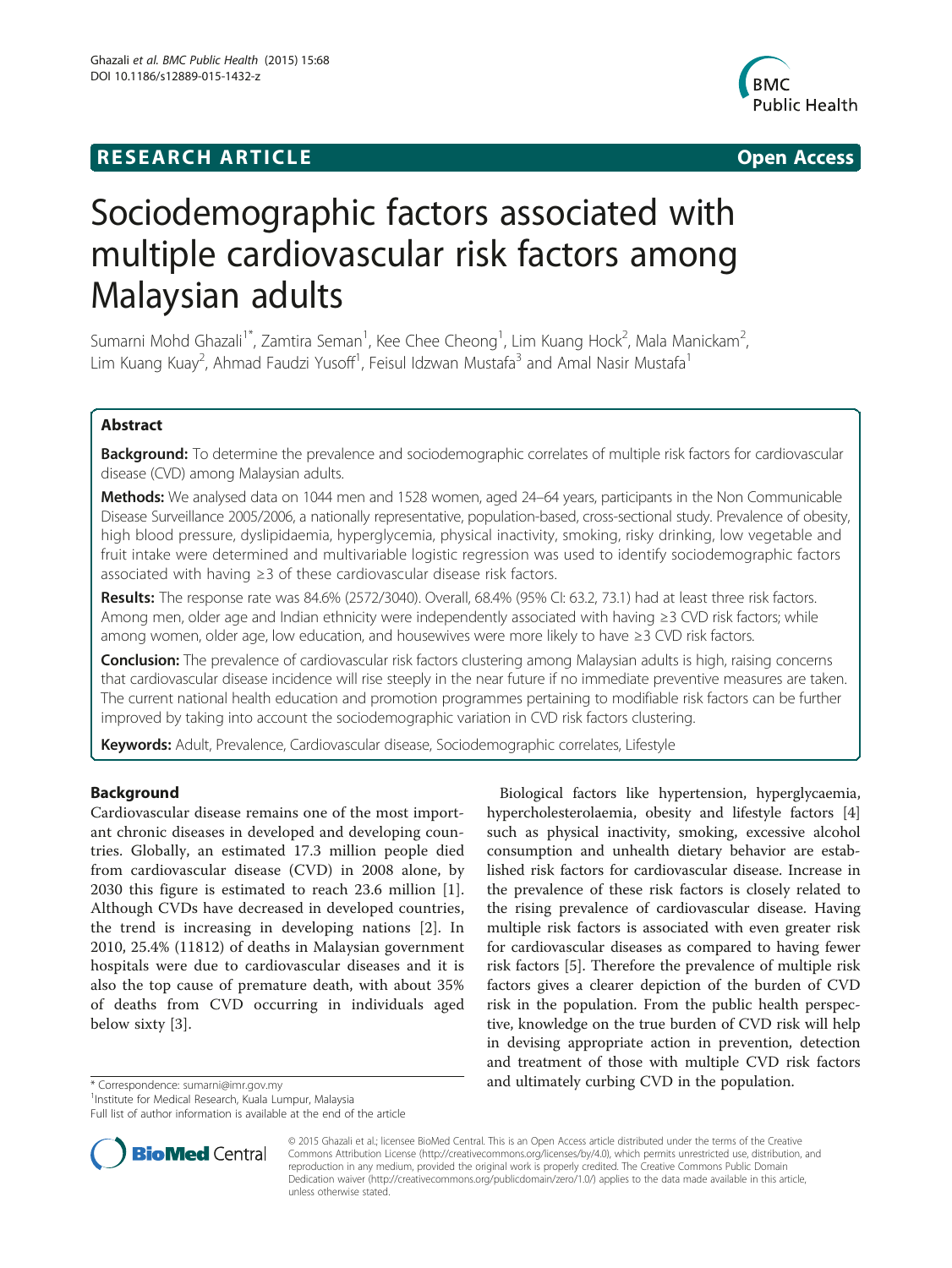**RESEARCH ARTICLE** **Open Access**

# Sociodemographic factors associated with multiple cardiovascular risk factors among Malaysian adults

Sumarni Mohd Ghazali[1*], Zamtira Seman[1], Kee Chee Cheong[1], Lim Kuang Hock[2], Mala Manickam[2], Lim Kuang Kuay[2], Ahmad Faudzi Yusoff[1], Feisul Idzwan Mustafa[3] and Amal Nasir Mustafa[1]

## Abstract

**Background:** To determine the prevalence and sociodemographic correlates of multiple risk factors for cardiovascular disease (CVD) among Malaysian adults.

**Methods:** We analysed data on 1044 men and 1528 women, aged 24–64 years, participants in the Non Communicable Disease Surveillance 2005/2006, a nationally representative, population-based, cross-sectional study. Prevalence of obesity, high blood pressure, dyslipidaemia, hyperglycemia, physical inactivity, smoking, risky drinking, low vegetable and fruit intake were determined and multivariable logistic regression was used to identify sociodemographic factors associated with having ≥3 of these cardiovascular disease risk factors.

**Results:** The response rate was 84.6% (2572/3040). Overall, 68.4% (95% CI: 63.2, 73.1) had at least three risk factors. Among men, older age and Indian ethnicity were independently associated with having ≥3 CVD risk factors; while among women, older age, low education, and housewives were more likely to have ≥3 CVD risk factors.

**Conclusion:** The prevalence of cardiovascular risk factors clustering among Malaysian adults is high, raising concerns that cardiovascular disease incidence will rise steeply in the near future if no immediate preventive measures are taken. The current national health education and promotion programmes pertaining to modifiable risk factors can be further improved by taking into account the sociodemographic variation in CVD risk factors clustering.

**Keywords:** Adult, Prevalence, Cardiovascular disease, Sociodemographic correlates, Lifestyle

## Background

Cardiovascular disease remains one of the most important chronic diseases in developed and developing countries. Globally, an estimated 17.3 million people died from cardiovascular disease (CVD) in 2008 alone, by 2030 this figure is estimated to reach 23.6 million [1]. Although CVDs have decreased in developed countries, the trend is increasing in developing nations [2]. In 2010, 25.4% (11812) of deaths in Malaysian government hospitals were due to cardiovascular diseases and it is also the top cause of premature death, with about 35% of deaths from CVD occurring in individuals aged below sixty [3].

Biological factors like hypertension, hyperglycaemia, hypercholesterolaemia, obesity and lifestyle factors [4] such as physical inactivity, smoking, excessive alcohol consumption and unhealth dietary behavior are established risk factors for cardiovascular disease. Increase in the prevalence of these risk factors is closely related to the rising prevalence of cardiovascular disease. Having multiple risk factors is associated with even greater risk for cardiovascular diseases as compared to having fewer risk factors [5]. Therefore the prevalence of multiple risk factors gives a clearer depiction of the burden of CVD risk in the population. From the public health perspective, knowledge on the true burden of CVD risk will help in devising appropriate action in prevention, detection and treatment of those with multiple CVD risk factors and ultimately curbing CVD in the population.

\* Correspondence: sumarni@imr.gov.my

[1]Institute for Medical Research, Kuala Lumpur, Malaysia

Full list of author information is available at the end of the article

© 2015 Ghazali et al.; licensee BioMed Central. This is an Open Access article distributed under the terms of the Creative Commons Attribution License (http://creativecommons.org/licenses/by/4.0), which permits unrestricted use, distribution, and reproduction in any medium, provided the original work is properly credited. The Creative Commons Public Domain Dedication waiver (http://creativecommons.org/publicdomain/zero/1.0/) applies to the data made available in this article, unless otherwise stated.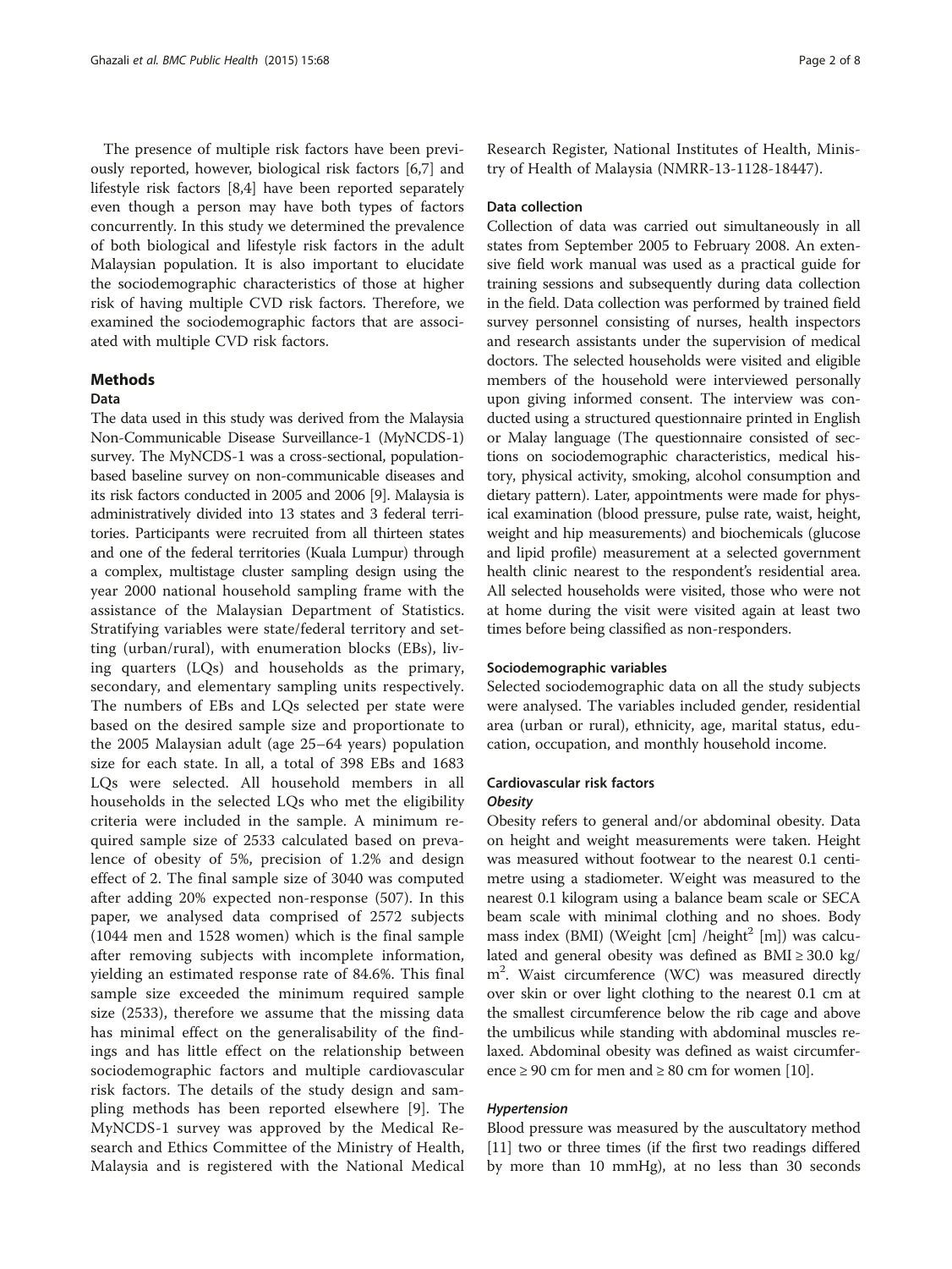The presence of multiple risk factors have been previously reported, however, biological risk factors [6,7] and lifestyle risk factors [8,4] have been reported separately even though a person may have both types of factors concurrently. In this study we determined the prevalence of both biological and lifestyle risk factors in the adult Malaysian population. It is also important to elucidate the sociodemographic characteristics of those at higher risk of having multiple CVD risk factors. Therefore, we examined the sociodemographic factors that are associated with multiple CVD risk factors.

## Methods

### Data

The data used in this study was derived from the Malaysia Non-Communicable Disease Surveillance-1 (MyNCDS-1) survey. The MyNCDS-1 was a cross-sectional, population-based baseline survey on non-communicable diseases and its risk factors conducted in 2005 and 2006 [9]. Malaysia is administratively divided into 13 states and 3 federal territories. Participants were recruited from all thirteen states and one of the federal territories (Kuala Lumpur) through a complex, multistage cluster sampling design using the year 2000 national household sampling frame with the assistance of the Malaysian Department of Statistics. Stratifying variables were state/federal territory and setting (urban/rural), with enumeration blocks (EBs), living quarters (LQs) and households as the primary, secondary, and elementary sampling units respectively. The numbers of EBs and LQs selected per state were based on the desired sample size and proportionate to the 2005 Malaysian adult (age 25–64 years) population size for each state. In all, a total of 398 EBs and 1683 LQs were selected. All household members in all households in the selected LQs who met the eligibility criteria were included in the sample. A minimum required sample size of 2533 calculated based on prevalence of obesity of 5%, precision of 1.2% and design effect of 2. The final sample size of 3040 was computed after adding 20% expected non-response (507). In this paper, we analysed data comprised of 2572 subjects (1044 men and 1528 women) which is the final sample after removing subjects with incomplete information, yielding an estimated response rate of 84.6%. This final sample size exceeded the minimum required sample size (2533), therefore we assume that the missing data has minimal effect on the generalisability of the findings and has little effect on the relationship between sociodemographic factors and multiple cardiovascular risk factors. The details of the study design and sampling methods has been reported elsewhere [9]. The MyNCDS-1 survey was approved by the Medical Research and Ethics Committee of the Ministry of Health, Malaysia and is registered with the National Medical Research Register, National Institutes of Health, Ministry of Health of Malaysia (NMRR-13-1128-18447).

### Data collection

Collection of data was carried out simultaneously in all states from September 2005 to February 2008. An extensive field work manual was used as a practical guide for training sessions and subsequently during data collection in the field. Data collection was performed by trained field survey personnel consisting of nurses, health inspectors and research assistants under the supervision of medical doctors. The selected households were visited and eligible members of the household were interviewed personally upon giving informed consent. The interview was conducted using a structured questionnaire printed in English or Malay language (The questionnaire consisted of sections on sociodemographic characteristics, medical history, physical activity, smoking, alcohol consumption and dietary pattern). Later, appointments were made for physical examination (blood pressure, pulse rate, waist, height, weight and hip measurements) and biochemicals (glucose and lipid profile) measurement at a selected government health clinic nearest to the respondent's residential area. All selected households were visited, those who were not at home during the visit were visited again at least two times before being classified as non-responders.

### Sociodemographic variables

Selected sociodemographic data on all the study subjects were analysed. The variables included gender, residential area (urban or rural), ethnicity, age, marital status, education, occupation, and monthly household income.

### Cardiovascular risk factors

#### *Obesity*

Obesity refers to general and/or abdominal obesity. Data on height and weight measurements were taken. Height was measured without footwear to the nearest 0.1 centimetre using a stadiometer. Weight was measured to the nearest 0.1 kilogram using a balance beam scale or SECA beam scale with minimal clothing and no shoes. Body mass index (BMI) (Weight [cm] /height$^2$ [m]) was calculated and general obesity was defined as BMI ≥ 30.0 kg/m$^2$. Waist circumference (WC) was measured directly over skin or over light clothing to the nearest 0.1 cm at the smallest circumference below the rib cage and above the umbilicus while standing with abdominal muscles relaxed. Abdominal obesity was defined as waist circumference ≥ 90 cm for men and ≥ 80 cm for women [10].

#### *Hypertension*

Blood pressure was measured by the auscultatory method [11] two or three times (if the first two readings differed by more than 10 mmHg), at no less than 30 seconds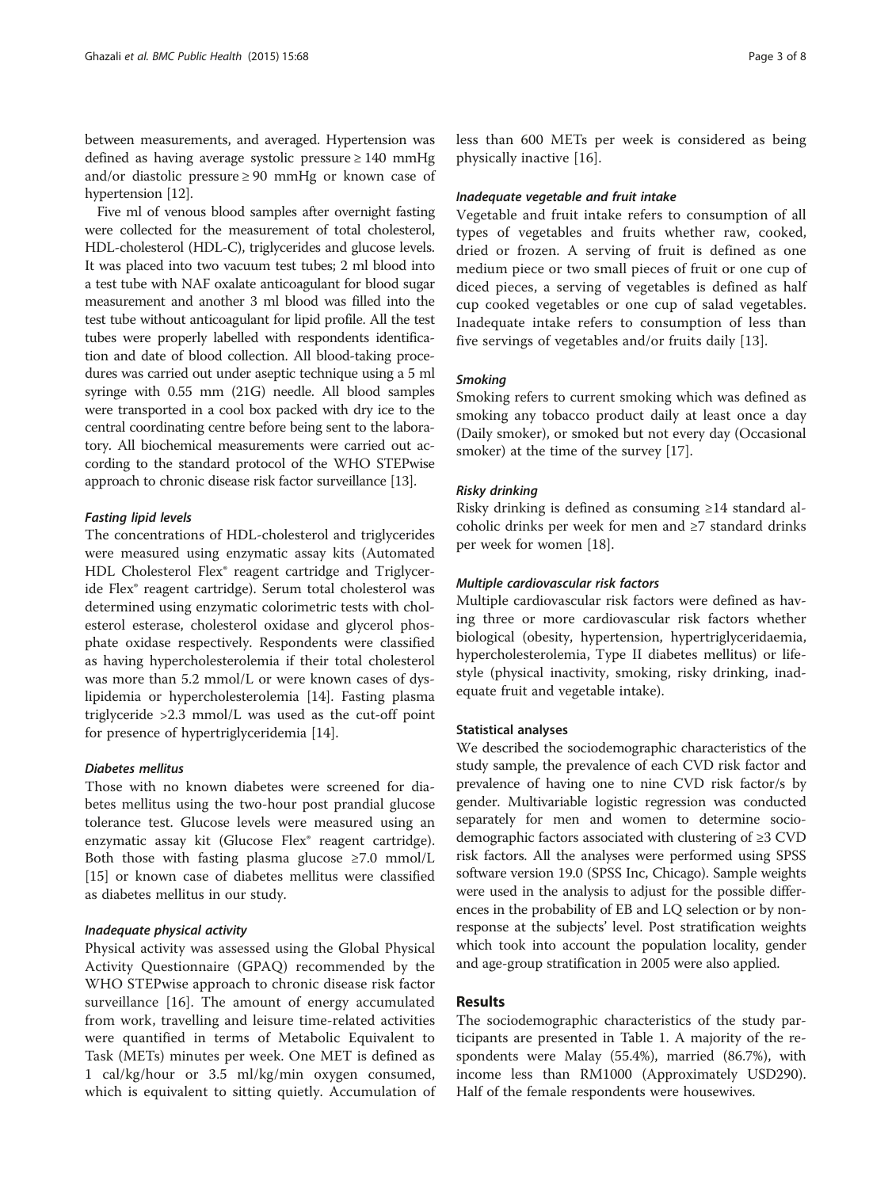between measurements, and averaged. Hypertension was defined as having average systolic pressure ≥ 140 mmHg and/or diastolic pressure ≥ 90 mmHg or known case of hypertension [12].

Five ml of venous blood samples after overnight fasting were collected for the measurement of total cholesterol, HDL-cholesterol (HDL-C), triglycerides and glucose levels. It was placed into two vacuum test tubes; 2 ml blood into a test tube with NAF oxalate anticoagulant for blood sugar measurement and another 3 ml blood was filled into the test tube without anticoagulant for lipid profile. All the test tubes were properly labelled with respondents identification and date of blood collection. All blood-taking procedures was carried out under aseptic technique using a 5 ml syringe with 0.55 mm (21G) needle. All blood samples were transported in a cool box packed with dry ice to the central coordinating centre before being sent to the laboratory. All biochemical measurements were carried out according to the standard protocol of the WHO STEPwise approach to chronic disease risk factor surveillance [13].

#### *Fasting lipid levels*

The concentrations of HDL-cholesterol and triglycerides were measured using enzymatic assay kits (Automated HDL Cholesterol Flex® reagent cartridge and Triglyceride Flex® reagent cartridge). Serum total cholesterol was determined using enzymatic colorimetric tests with cholesterol esterase, cholesterol oxidase and glycerol phosphate oxidase respectively. Respondents were classified as having hypercholesterolemia if their total cholesterol was more than 5.2 mmol/L or were known cases of dyslipidemia or hypercholesterolemia [14]. Fasting plasma triglyceride >2.3 mmol/L was used as the cut-off point for presence of hypertriglyceridemia [14].

#### *Diabetes mellitus*

Those with no known diabetes were screened for diabetes mellitus using the two-hour post prandial glucose tolerance test. Glucose levels were measured using an enzymatic assay kit (Glucose Flex® reagent cartridge). Both those with fasting plasma glucose ≥7.0 mmol/L [15] or known case of diabetes mellitus were classified as diabetes mellitus in our study.

#### *Inadequate physical activity*

Physical activity was assessed using the Global Physical Activity Questionnaire (GPAQ) recommended by the WHO STEPwise approach to chronic disease risk factor surveillance [16]. The amount of energy accumulated from work, travelling and leisure time-related activities were quantified in terms of Metabolic Equivalent to Task (METs) minutes per week. One MET is defined as 1 cal/kg/hour or 3.5 ml/kg/min oxygen consumed, which is equivalent to sitting quietly. Accumulation of less than 600 METs per week is considered as being physically inactive [16].

#### *Inadequate vegetable and fruit intake*

Vegetable and fruit intake refers to consumption of all types of vegetables and fruits whether raw, cooked, dried or frozen. A serving of fruit is defined as one medium piece or two small pieces of fruit or one cup of diced pieces, a serving of vegetables is defined as half cup cooked vegetables or one cup of salad vegetables. Inadequate intake refers to consumption of less than five servings of vegetables and/or fruits daily [13].

#### *Smoking*

Smoking refers to current smoking which was defined as smoking any tobacco product daily at least once a day (Daily smoker), or smoked but not every day (Occasional smoker) at the time of the survey [17].

#### *Risky drinking*

Risky drinking is defined as consuming ≥14 standard alcoholic drinks per week for men and ≥7 standard drinks per week for women [18].

#### *Multiple cardiovascular risk factors*

Multiple cardiovascular risk factors were defined as having three or more cardiovascular risk factors whether biological (obesity, hypertension, hypertriglyceridaemia, hypercholesterolemia, Type II diabetes mellitus) or lifestyle (physical inactivity, smoking, risky drinking, inadequate fruit and vegetable intake).

### Statistical analyses

We described the sociodemographic characteristics of the study sample, the prevalence of each CVD risk factor and prevalence of having one to nine CVD risk factor/s by gender. Multivariable logistic regression was conducted separately for men and women to determine sociodemographic factors associated with clustering of ≥3 CVD risk factors. All the analyses were performed using SPSS software version 19.0 (SPSS Inc, Chicago). Sample weights were used in the analysis to adjust for the possible differences in the probability of EB and LQ selection or by non-response at the subjects' level. Post stratification weights which took into account the population locality, gender and age-group stratification in 2005 were also applied.

## Results

The sociodemographic characteristics of the study participants are presented in Table 1. A majority of the respondents were Malay (55.4%), married (86.7%), with income less than RM1000 (Approximately USD290). Half of the female respondents were housewives.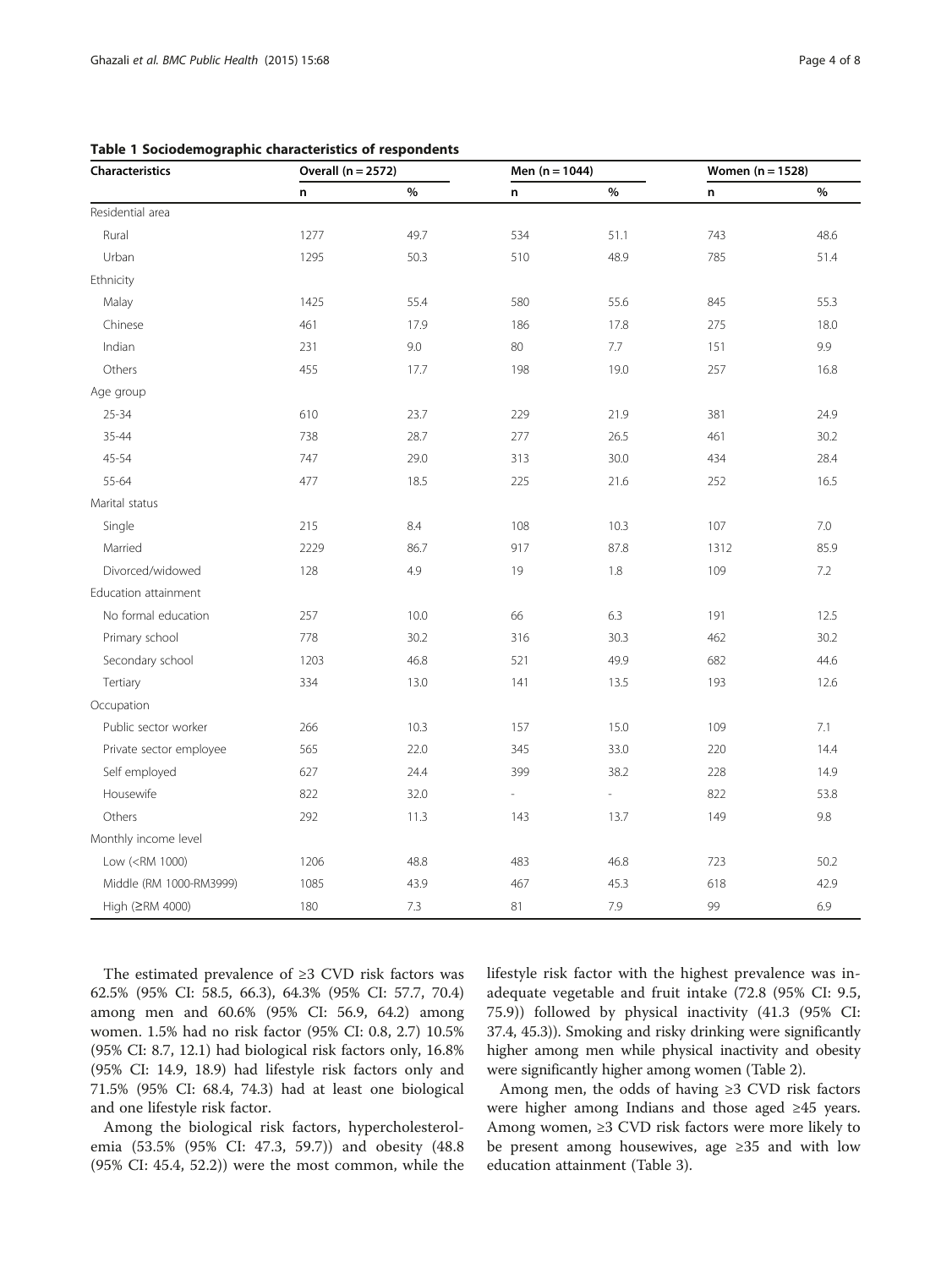**Table 1 Sociodemographic characteristics of respondents**

| Characteristics | Overall (n = 2572) | | Men (n = 1044) | | Women (n = 1528) | |
|---|---|---|---|---|---|---|
| | n | % | n | % | n | % |
| Residential area | | | | | | |
| Rural | 1277 | 49.7 | 534 | 51.1 | 743 | 48.6 |
| Urban | 1295 | 50.3 | 510 | 48.9 | 785 | 51.4 |
| Ethnicity | | | | | | |
| Malay | 1425 | 55.4 | 580 | 55.6 | 845 | 55.3 |
| Chinese | 461 | 17.9 | 186 | 17.8 | 275 | 18.0 |
| Indian | 231 | 9.0 | 80 | 7.7 | 151 | 9.9 |
| Others | 455 | 17.7 | 198 | 19.0 | 257 | 16.8 |
| Age group | | | | | | |
| 25-34 | 610 | 23.7 | 229 | 21.9 | 381 | 24.9 |
| 35-44 | 738 | 28.7 | 277 | 26.5 | 461 | 30.2 |
| 45-54 | 747 | 29.0 | 313 | 30.0 | 434 | 28.4 |
| 55-64 | 477 | 18.5 | 225 | 21.6 | 252 | 16.5 |
| Marital status | | | | | | |
| Single | 215 | 8.4 | 108 | 10.3 | 107 | 7.0 |
| Married | 2229 | 86.7 | 917 | 87.8 | 1312 | 85.9 |
| Divorced/widowed | 128 | 4.9 | 19 | 1.8 | 109 | 7.2 |
| Education attainment | | | | | | |
| No formal education | 257 | 10.0 | 66 | 6.3 | 191 | 12.5 |
| Primary school | 778 | 30.2 | 316 | 30.3 | 462 | 30.2 |
| Secondary school | 1203 | 46.8 | 521 | 49.9 | 682 | 44.6 |
| Tertiary | 334 | 13.0 | 141 | 13.5 | 193 | 12.6 |
| Occupation | | | | | | |
| Public sector worker | 266 | 10.3 | 157 | 15.0 | 109 | 7.1 |
| Private sector employee | 565 | 22.0 | 345 | 33.0 | 220 | 14.4 |
| Self employed | 627 | 24.4 | 399 | 38.2 | 228 | 14.9 |
| Housewife | 822 | 32.0 | - | - | 822 | 53.8 |
| Others | 292 | 11.3 | 143 | 13.7 | 149 | 9.8 |
| Monthly income level | | | | | | |
| Low (<RM 1000) | 1206 | 48.8 | 483 | 46.8 | 723 | 50.2 |
| Middle (RM 1000-RM3999) | 1085 | 43.9 | 467 | 45.3 | 618 | 42.9 |
| High (≥RM 4000) | 180 | 7.3 | 81 | 7.9 | 99 | 6.9 |

The estimated prevalence of ≥3 CVD risk factors was 62.5% (95% CI: 58.5, 66.3), 64.3% (95% CI: 57.7, 70.4) among men and 60.6% (95% CI: 56.9, 64.2) among women. 1.5% had no risk factor (95% CI: 0.8, 2.7) 10.5% (95% CI: 8.7, 12.1) had biological risk factors only, 16.8% (95% CI: 14.9, 18.9) had lifestyle risk factors only and 71.5% (95% CI: 68.4, 74.3) had at least one biological and one lifestyle risk factor.

Among the biological risk factors, hypercholesterolemia (53.5% (95% CI: 47.3, 59.7)) and obesity (48.8 (95% CI: 45.4, 52.2)) were the most common, while the lifestyle risk factor with the highest prevalence was inadequate vegetable and fruit intake (72.8 (95% CI: 9.5, 75.9)) followed by physical inactivity (41.3 (95% CI: 37.4, 45.3)). Smoking and risky drinking were significantly higher among men while physical inactivity and obesity were significantly higher among women (Table 2).

Among men, the odds of having ≥3 CVD risk factors were higher among Indians and those aged ≥45 years. Among women, ≥3 CVD risk factors were more likely to be present among housewives, age ≥35 and with low education attainment (Table 3).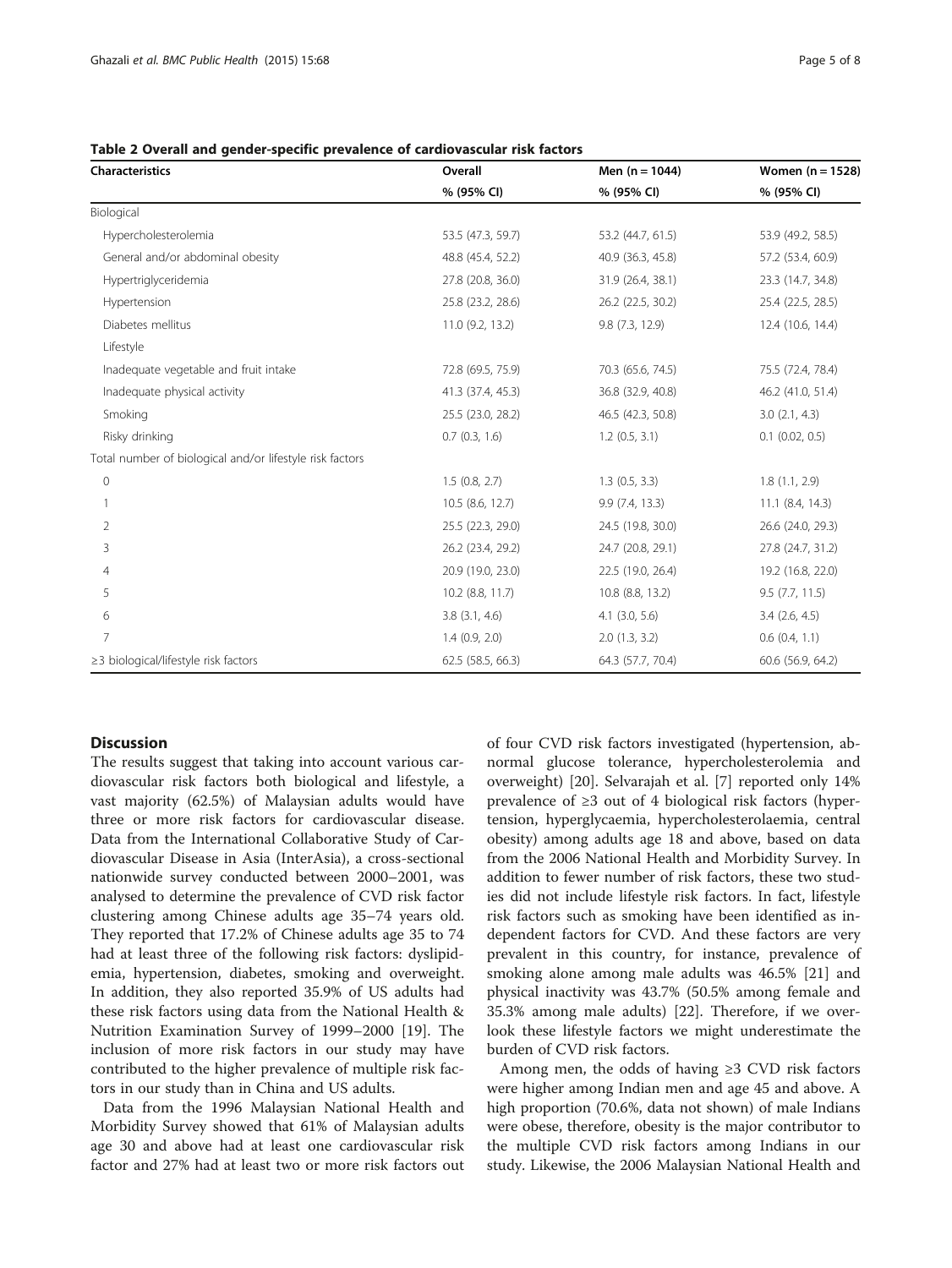**Table 2 Overall and gender-specific prevalence of cardiovascular risk factors**

| Characteristics | Overall | Men (n = 1044) | Women (n = 1528) |
|---|---|---|---|
| | % (95% CI) | % (95% CI) | % (95% CI) |
| Biological | | | |
| Hypercholesterolemia | 53.5 (47.3, 59.7) | 53.2 (44.7, 61.5) | 53.9 (49.2, 58.5) |
| General and/or abdominal obesity | 48.8 (45.4, 52.2) | 40.9 (36.3, 45.8) | 57.2 (53.4, 60.9) |
| Hypertriglyceridemia | 27.8 (20.8, 36.0) | 31.9 (26.4, 38.1) | 23.3 (14.7, 34.8) |
| Hypertension | 25.8 (23.2, 28.6) | 26.2 (22.5, 30.2) | 25.4 (22.5, 28.5) |
| Diabetes mellitus | 11.0 (9.2, 13.2) | 9.8 (7.3, 12.9) | 12.4 (10.6, 14.4) |
| Lifestyle | | | |
| Inadequate vegetable and fruit intake | 72.8 (69.5, 75.9) | 70.3 (65.6, 74.5) | 75.5 (72.4, 78.4) |
| Inadequate physical activity | 41.3 (37.4, 45.3) | 36.8 (32.9, 40.8) | 46.2 (41.0, 51.4) |
| Smoking | 25.5 (23.0, 28.2) | 46.5 (42.3, 50.8) | 3.0 (2.1, 4.3) |
| Risky drinking | 0.7 (0.3, 1.6) | 1.2 (0.5, 3.1) | 0.1 (0.02, 0.5) |
| Total number of biological and/or lifestyle risk factors | | | |
| 0 | 1.5 (0.8, 2.7) | 1.3 (0.5, 3.3) | 1.8 (1.1, 2.9) |
| 1 | 10.5 (8.6, 12.7) | 9.9 (7.4, 13.3) | 11.1 (8.4, 14.3) |
| 2 | 25.5 (22.3, 29.0) | 24.5 (19.8, 30.0) | 26.6 (24.0, 29.3) |
| 3 | 26.2 (23.4, 29.2) | 24.7 (20.8, 29.1) | 27.8 (24.7, 31.2) |
| 4 | 20.9 (19.0, 23.0) | 22.5 (19.0, 26.4) | 19.2 (16.8, 22.0) |
| 5 | 10.2 (8.8, 11.7) | 10.8 (8.8, 13.2) | 9.5 (7.7, 11.5) |
| 6 | 3.8 (3.1, 4.6) | 4.1 (3.0, 5.6) | 3.4 (2.6, 4.5) |
| 7 | 1.4 (0.9, 2.0) | 2.0 (1.3, 3.2) | 0.6 (0.4, 1.1) |
| ≥3 biological/lifestyle risk factors | 62.5 (58.5, 66.3) | 64.3 (57.7, 70.4) | 60.6 (56.9, 64.2) |

## Discussion

The results suggest that taking into account various cardiovascular risk factors both biological and lifestyle, a vast majority (62.5%) of Malaysian adults would have three or more risk factors for cardiovascular disease. Data from the International Collaborative Study of Cardiovascular Disease in Asia (InterAsia), a cross-sectional nationwide survey conducted between 2000–2001, was analysed to determine the prevalence of CVD risk factor clustering among Chinese adults age 35–74 years old. They reported that 17.2% of Chinese adults age 35 to 74 had at least three of the following risk factors: dyslipidemia, hypertension, diabetes, smoking and overweight. In addition, they also reported 35.9% of US adults had these risk factors using data from the National Health & Nutrition Examination Survey of 1999–2000 [19]. The inclusion of more risk factors in our study may have contributed to the higher prevalence of multiple risk factors in our study than in China and US adults.

Data from the 1996 Malaysian National Health and Morbidity Survey showed that 61% of Malaysian adults age 30 and above had at least one cardiovascular risk factor and 27% had at least two or more risk factors out of four CVD risk factors investigated (hypertension, abnormal glucose tolerance, hypercholesterolemia and overweight) [20]. Selvarajah et al. [7] reported only 14% prevalence of ≥3 out of 4 biological risk factors (hypertension, hyperglycaemia, hypercholesterolaemia, central obesity) among adults age 18 and above, based on data from the 2006 National Health and Morbidity Survey. In addition to fewer number of risk factors, these two studies did not include lifestyle risk factors. In fact, lifestyle risk factors such as smoking have been identified as independent factors for CVD. And these factors are very prevalent in this country, for instance, prevalence of smoking alone among male adults was 46.5% [21] and physical inactivity was 43.7% (50.5% among female and 35.3% among male adults) [22]. Therefore, if we overlook these lifestyle factors we might underestimate the burden of CVD risk factors.

Among men, the odds of having ≥3 CVD risk factors were higher among Indian men and age 45 and above. A high proportion (70.6%, data not shown) of male Indians were obese, therefore, obesity is the major contributor to the multiple CVD risk factors among Indians in our study. Likewise, the 2006 Malaysian National Health and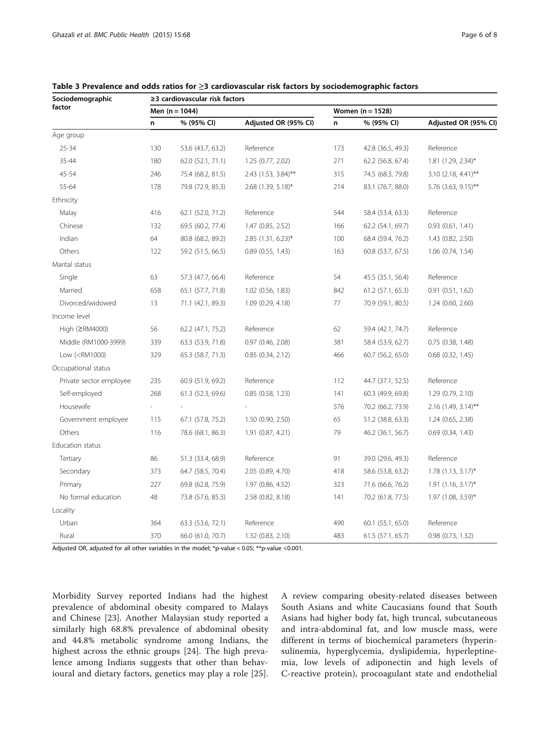**Table 3 Prevalence and odds ratios for ≥3 cardiovascular risk factors by sociodemographic factors**

| Sociodemographic factor | ≥3 cardiovascular risk factors | | | | | |
|---|---|---|---|---|---|---|
| | Men (n = 1044) | | | Women (n = 1528) | | |
| | n | % (95% CI) | Adjusted OR (95% CI) | n | % (95% CI) | Adjusted OR (95% CI) |
| Age group | | | | | | |
| 25-34 | 130 | 53.6 (43.7, 63.2) | Reference | 173 | 42.8 (36.5, 49.3) | Reference |
| 35-44 | 180 | 62.0 (52.1, 71.1) | 1.25 (0.77, 2.02) | 271 | 62.2 (56.8, 67.4) | 1.81 (1.29, 2.34)* |
| 45-54 | 246 | 75.4 (68.2, 81.5) | 2.43 (1.53, 3.84)** | 315 | 74.5 (68.3, 79.8) | 3.10 (2.18, 4.41)** |
| 55-64 | 178 | 79.8 (72.9, 85.3) | 2.68 (1.39, 5.18)* | 214 | 83.1 (76.7, 88.0) | 5.76 (3.63, 9.15)** |
| Ethnicity | | | | | | |
| Malay | 416 | 62.1 (52.0, 71.2) | Reference | 544 | 58.4 (53.4, 63.3) | Reference |
| Chinese | 132 | 69.5 (60.2, 77.4) | 1.47 (0.85, 2.52) | 166 | 62.2 (54.1, 69.7) | 0.93 (0.61, 1.41) |
| Indian | 64 | 80.8 (68.2, 89.2) | 2.85 (1.31, 6.23)* | 100 | 68.4 (59.4, 76.2) | 1.43 (0.82, 2.50) |
| Others | 122 | 59.2 (51.5, 66.5) | 0.89 (0.55, 1.43) | 163 | 60.8 (53.7, 67.5) | 1.06 (0.74, 1.54) |
| Marital status | | | | | | |
| Single | 63 | 57.3 (47.7, 66.4) | Reference | 54 | 45.5 (35.1, 56.4) | Reference |
| Married | 658 | 65.1 (57.7, 71.8) | 1.02 (0.56, 1.83) | 842 | 61.2 (57.1, 65.3) | 0.91 (0.51, 1.62) |
| Divorced/widowed | 13 | 71.1 (42.1, 89.3) | 1.09 (0.29, 4.18) | 77 | 70.9 (59.1, 80.5) | 1.24 (0.60, 2.60) |
| Income level | | | | | | |
| High (≥RM4000) | 56 | 62.2 (47.1, 75.2) | Reference | 62 | 59.4 (42.1, 74.7) | Reference |
| Middle (RM1000-3999) | 339 | 63.3 (53.9, 71.8) | 0.97 (0.46, 2.08) | 381 | 58.4 (53.9, 62.7) | 0.75 (0.38, 1.48) |
| Low (<RM1000) | 329 | 65.3 (58.7, 71.3) | 0.85 (0.34, 2.12) | 466 | 60.7 (56.2, 65.0) | 0.68 (0.32, 1.45) |
| Occupational status | | | | | | |
| Private sector employee | 235 | 60.9 (51.9, 69.2) | Reference | 112 | 44.7 (37.1, 52.5) | Reference |
| Self-employed | 268 | 61.3 (52.3, 69.6) | 0.85 (0.58, 1.23) | 141 | 60.3 (49.9, 69.8) | 1.29 (0.79, 2.10) |
| Housewife | - | - | - | 576 | 70.2 (66.2, 73.9) | 2.16 (1.49, 3.14)** |
| Government employee | 115 | 67.1 (57.8, 75.2) | 1.50 (0.90, 2.50) | 65 | 51.2 (38.8, 63.3) | 1.24 (0.65, 2.38) |
| Others | 116 | 78.6 (68.1, 86.3) | 1.91 (0.87, 4.21) | 79 | 46.2 (36.1, 56.7) | 0.69 (0.34, 1.43) |
| Education status | | | | | | |
| Tertiary | 86 | 51.3 (33.4, 68.9) | Reference | 91 | 39.0 (29.6, 49.3) | Reference |
| Secondary | 373 | 64.7 (58.5, 70.4) | 2.05 (0.89, 4.70) | 418 | 58.6 (53.8, 63.2) | 1.78 (1.13, 3.17)* |
| Primary | 227 | 69.8 (62.8, 75.9) | 1.97 (0.86, 4.52) | 323 | 71.6 (66.6, 76.2) | 1.91 (1.16, 3.17)* |
| No formal education | 48 | 73.8 (57.6, 85.3) | 2.58 (0.82, 8.18) | 141 | 70.2 (61.8, 77.5) | 1.97 (1.08, 3.59)* |
| Locality | | | | | | |
| Urban | 364 | 63.3 (53.6, 72.1) | Reference | 490 | 60.1 (55.1, 65.0) | Reference |
| Rural | 370 | 66.0 (61.0, 70.7) | 1.32 (0.83, 2.10) | 483 | 61.5 (57.1, 65.7) | 0.98 (0.73, 1.32) |

Adjusted OR, adjusted for all other variables in the model; *p-value < 0.05; **p-value <0.001.

Morbidity Survey reported Indians had the highest prevalence of abdominal obesity compared to Malays and Chinese [23]. Another Malaysian study reported a similarly high 68.8% prevalence of abdominal obesity and 44.8% metabolic syndrome among Indians, the highest across the ethnic groups [24]. The high prevalence among Indians suggests that other than behavioural and dietary factors, genetics may play a role [25]. A review comparing obesity-related diseases between South Asians and white Caucasians found that South Asians had higher body fat, high truncal, subcutaneous and intra-abdominal fat, and low muscle mass, were different in terms of biochemical parameters (hyperinsulinemia, hyperglycemia, dyslipidemia, hyperleptinemia, low levels of adiponectin and high levels of C-reactive protein), procoagulant state and endothelial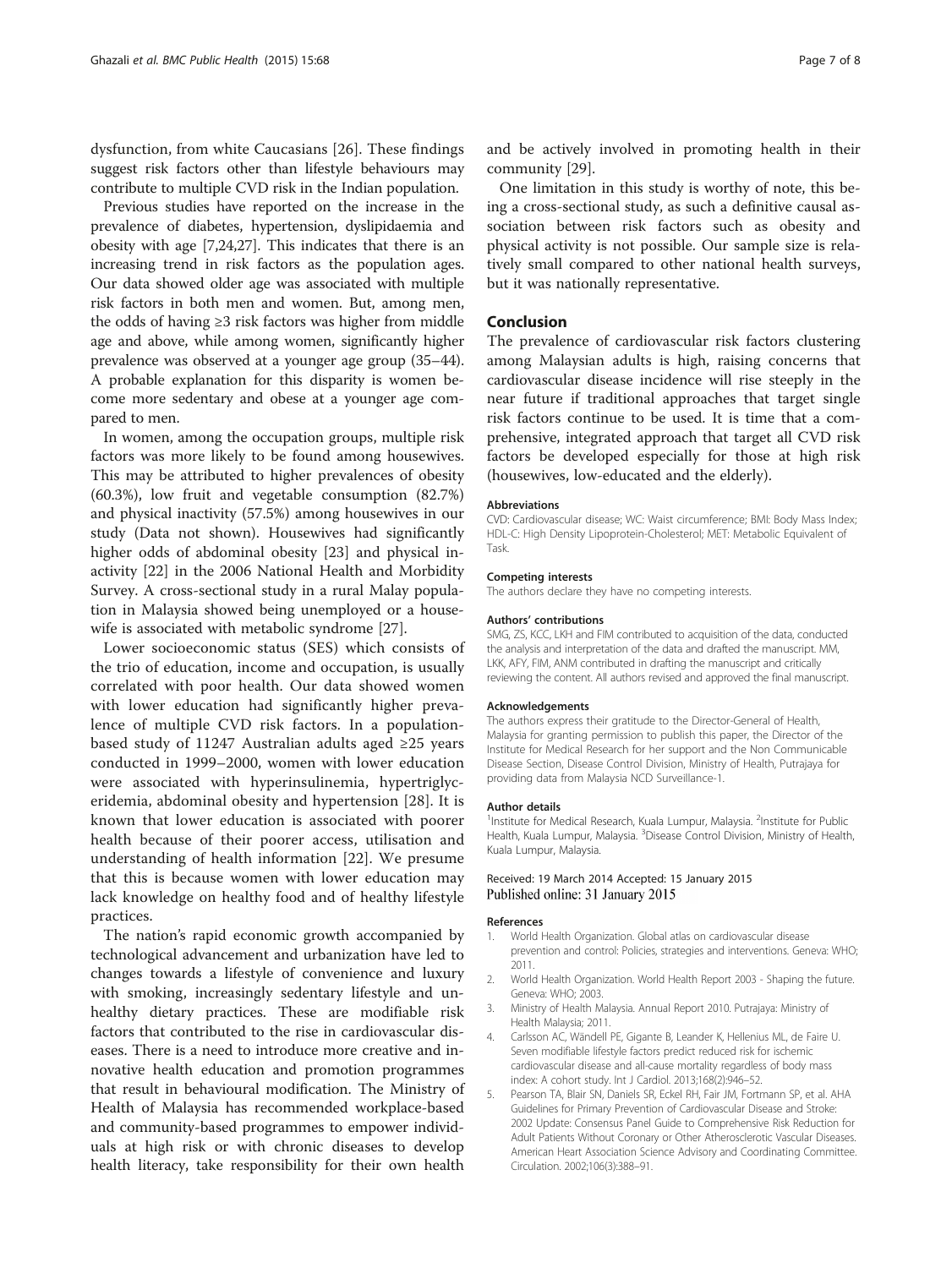dysfunction, from white Caucasians [26]. These findings suggest risk factors other than lifestyle behaviours may contribute to multiple CVD risk in the Indian population.

Previous studies have reported on the increase in the prevalence of diabetes, hypertension, dyslipidaemia and obesity with age [7,24,27]. This indicates that there is an increasing trend in risk factors as the population ages. Our data showed older age was associated with multiple risk factors in both men and women. But, among men, the odds of having ≥3 risk factors was higher from middle age and above, while among women, significantly higher prevalence was observed at a younger age group (35–44). A probable explanation for this disparity is women become more sedentary and obese at a younger age compared to men.

In women, among the occupation groups, multiple risk factors was more likely to be found among housewives. This may be attributed to higher prevalences of obesity (60.3%), low fruit and vegetable consumption (82.7%) and physical inactivity (57.5%) among housewives in our study (Data not shown). Housewives had significantly higher odds of abdominal obesity [23] and physical inactivity [22] in the 2006 National Health and Morbidity Survey. A cross-sectional study in a rural Malay population in Malaysia showed being unemployed or a housewife is associated with metabolic syndrome [27].

Lower socioeconomic status (SES) which consists of the trio of education, income and occupation, is usually correlated with poor health. Our data showed women with lower education had significantly higher prevalence of multiple CVD risk factors. In a population-based study of 11247 Australian adults aged ≥25 years conducted in 1999–2000, women with lower education were associated with hyperinsulinemia, hypertriglyceridemia, abdominal obesity and hypertension [28]. It is known that lower education is associated with poorer health because of their poorer access, utilisation and understanding of health information [22]. We presume that this is because women with lower education may lack knowledge on healthy food and of healthy lifestyle practices.

The nation's rapid economic growth accompanied by technological advancement and urbanization have led to changes towards a lifestyle of convenience and luxury with smoking, increasingly sedentary lifestyle and unhealthy dietary practices. These are modifiable risk factors that contributed to the rise in cardiovascular diseases. There is a need to introduce more creative and innovative health education and promotion programmes that result in behavioural modification. The Ministry of Health of Malaysia has recommended workplace-based and community-based programmes to empower individuals at high risk or with chronic diseases to develop health literacy, take responsibility for their own health and be actively involved in promoting health in their community [29].

One limitation in this study is worthy of note, this being a cross-sectional study, as such a definitive causal association between risk factors such as obesity and physical activity is not possible. Our sample size is relatively small compared to other national health surveys, but it was nationally representative.

## Conclusion

The prevalence of cardiovascular risk factors clustering among Malaysian adults is high, raising concerns that cardiovascular disease incidence will rise steeply in the near future if traditional approaches that target single risk factors continue to be used. It is time that a comprehensive, integrated approach that target all CVD risk factors be developed especially for those at high risk (housewives, low-educated and the elderly).

#### Abbreviations

CVD: Cardiovascular disease; WC: Waist circumference; BMI: Body Mass Index; HDL-C: High Density Lipoprotein-Cholesterol; MET: Metabolic Equivalent of Task.

#### Competing interests

The authors declare they have no competing interests.

#### Authors' contributions

SMG, ZS, KCC, LKH and FIM contributed to acquisition of the data, conducted the analysis and interpretation of the data and drafted the manuscript. MM, LKK, AFY, FIM, ANM contributed in drafting the manuscript and critically reviewing the content. All authors revised and approved the final manuscript.

#### Acknowledgements

The authors express their gratitude to the Director-General of Health, Malaysia for granting permission to publish this paper, the Director of the Institute for Medical Research for her support and the Non Communicable Disease Section, Disease Control Division, Ministry of Health, Putrajaya for providing data from Malaysia NCD Surveillance-1.

#### Author details

[1]Institute for Medical Research, Kuala Lumpur, Malaysia. [2]Institute for Public Health, Kuala Lumpur, Malaysia. [3]Disease Control Division, Ministry of Health, Kuala Lumpur, Malaysia.

Received: 19 March 2014 Accepted: 15 January 2015
Published online: 31 January 2015

#### References

1. World Health Organization. Global atlas on cardiovascular disease prevention and control: Policies, strategies and interventions. Geneva: WHO; 2011.
2. World Health Organization. World Health Report 2003 - Shaping the future. Geneva: WHO; 2003.
3. Ministry of Health Malaysia. Annual Report 2010. Putrajaya: Ministry of Health Malaysia; 2011.
4. Carlsson AC, Wändell PE, Gigante B, Leander K, Hellenius ML, de Faire U. Seven modifiable lifestyle factors predict reduced risk for ischemic cardiovascular disease and all-cause mortality regardless of body mass index: A cohort study. Int J Cardiol. 2013;168(2):946–52.
5. Pearson TA, Blair SN, Daniels SR, Eckel RH, Fair JM, Fortmann SP, et al. AHA Guidelines for Primary Prevention of Cardiovascular Disease and Stroke: 2002 Update: Consensus Panel Guide to Comprehensive Risk Reduction for Adult Patients Without Coronary or Other Atherosclerotic Vascular Diseases. American Heart Association Science Advisory and Coordinating Committee. Circulation. 2002;106(3):388–91.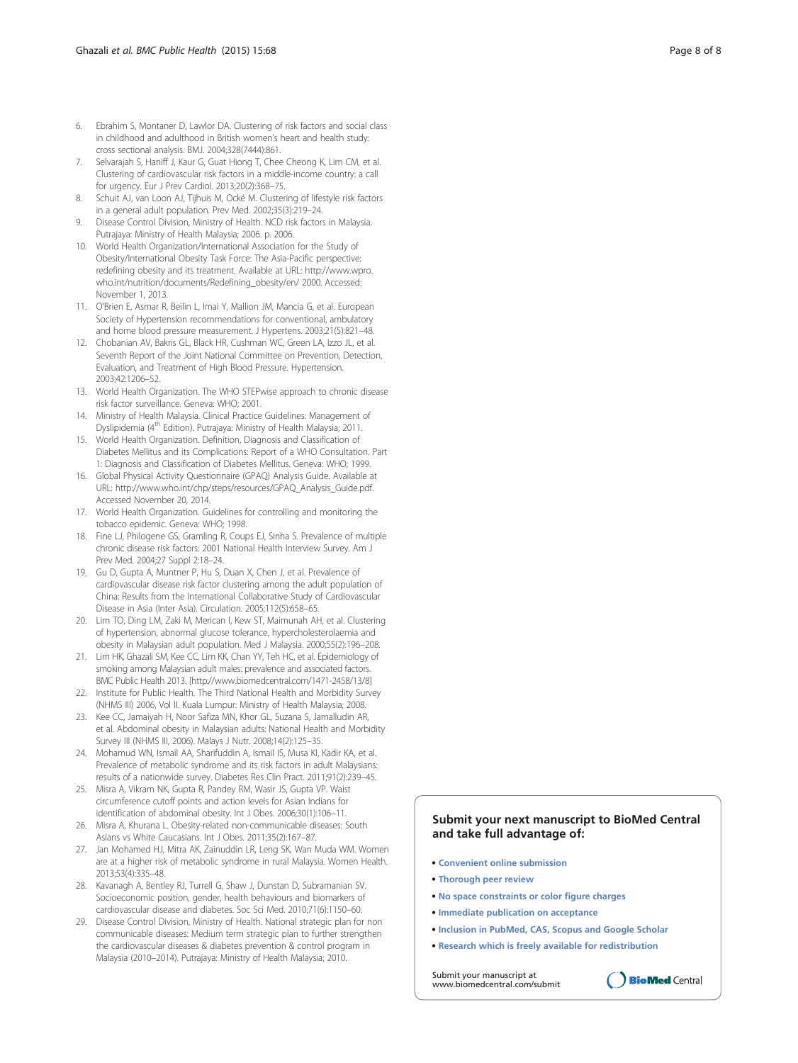6. Ebrahim S, Montaner D, Lawlor DA. Clustering of risk factors and social class in childhood and adulthood in British women's heart and health study: cross sectional analysis. BMJ. 2004;328(7444):861.
7. Selvarajah S, Haniff J, Kaur G, Guat Hiong T, Chee Cheong K, Lim CM, et al. Clustering of cardiovascular risk factors in a middle-income country: a call for urgency. Eur J Prev Cardiol. 2013;20(2):368–75.
8. Schuit AJ, van Loon AJ, Tijhuis M, Ocké M. Clustering of lifestyle risk factors in a general adult population. Prev Med. 2002;35(3):219–24.
9. Disease Control Division, Ministry of Health. NCD risk factors in Malaysia. Putrajaya: Ministry of Health Malaysia; 2006. p. 2006.
10. World Health Organization/International Association for the Study of Obesity/International Obesity Task Force: The Asia-Pacific perspective: redefining obesity and its treatment. Available at URL: http://www.wpro.who.int/nutrition/documents/Redefining_obesity/en/ 2000. Accessed: November 1, 2013.
11. O'Brien E, Asmar R, Beilin L, Imai Y, Mallion JM, Mancia G, et al. European Society of Hypertension recommendations for conventional, ambulatory and home blood pressure measurement. J Hypertens. 2003;21(5):821–48.
12. Chobanian AV, Bakris GL, Black HR, Cushman WC, Green LA, Izzo JL, et al. Seventh Report of the Joint National Committee on Prevention, Detection, Evaluation, and Treatment of High Blood Pressure. Hypertension. 2003;42:1206–52.
13. World Health Organization. The WHO STEPwise approach to chronic disease risk factor surveillance. Geneva: WHO; 2001.
14. Ministry of Health Malaysia. Clinical Practice Guidelines: Management of Dyslipidemia (4th Edition). Putrajaya: Ministry of Health Malaysia; 2011.
15. World Health Organization. Definition, Diagnosis and Classification of Diabetes Mellitus and its Complications: Report of a WHO Consultation. Part 1: Diagnosis and Classification of Diabetes Mellitus. Geneva: WHO; 1999.
16. Global Physical Activity Questionnaire (GPAQ) Analysis Guide. Available at URL: http://www.who.int/chp/steps/resources/GPAQ_Analysis_Guide.pdf. Accessed November 20, 2014.
17. World Health Organization. Guidelines for controlling and monitoring the tobacco epidemic. Geneva: WHO; 1998.
18. Fine LJ, Philogene GS, Gramling R, Coups EJ, Sinha S. Prevalence of multiple chronic disease risk factors: 2001 National Health Interview Survey. Am J Prev Med. 2004;27 Suppl 2:18–24.
19. Gu D, Gupta A, Muntner P, Hu S, Duan X, Chen J, et al. Prevalence of cardiovascular disease risk factor clustering among the adult population of China: Results from the International Collaborative Study of Cardiovascular Disease in Asia (Inter Asia). Circulation. 2005;112(5):658–65.
20. Lim TO, Ding LM, Zaki M, Merican I, Kew ST, Maimunah AH, et al. Clustering of hypertension, abnormal glucose tolerance, hypercholesterolaemia and obesity in Malaysian adult population. Med J Malaysia. 2000;55(2):196–208.
21. Lim HK, Ghazali SM, Kee CC, Lim KK, Chan YY, Teh HC, et al. Epidemiology of smoking among Malaysian adult males: prevalence and associated factors. BMC Public Health 2013. [http://www.biomedcentral.com/1471-2458/13/8]
22. Institute for Public Health. The Third National Health and Morbidity Survey (NHMS III) 2006, Vol II. Kuala Lumpur: Ministry of Health Malaysia; 2008.
23. Kee CC, Jamaiyah H, Noor Safiza MN, Khor GL, Suzana S, Jamalludin AR, et al. Abdominal obesity in Malaysian adults: National Health and Morbidity Survey III (NHMS III, 2006). Malays J Nutr. 2008;14(2):125–35.
24. Mohamud WN, Ismail AA, Sharifuddin A, Ismail IS, Musa KI, Kadir KA, et al. Prevalence of metabolic syndrome and its risk factors in adult Malaysians: results of a nationwide survey. Diabetes Res Clin Pract. 2011;91(2):239–45.
25. Misra A, Vikram NK, Gupta R, Pandey RM, Wasir JS, Gupta VP. Waist circumference cutoff points and action levels for Asian Indians for identification of abdominal obesity. Int J Obes. 2006;30(1):106–11.
26. Misra A, Khurana L. Obesity-related non-communicable diseases: South Asians vs White Caucasians. Int J Obes. 2011;35(2):167–87.
27. Jan Mohamed HJ, Mitra AK, Zainuddin LR, Leng SK, Wan Muda WM. Women are at a higher risk of metabolic syndrome in rural Malaysia. Women Health. 2013;53(4):335–48.
28. Kavanagh A, Bentley RJ, Turrell G, Shaw J, Dunstan D, Subramanian SV. Socioeconomic position, gender, health behaviours and biomarkers of cardiovascular disease and diabetes. Soc Sci Med. 2010;71(6):1150–60.
29. Disease Control Division, Ministry of Health. National strategic plan for non communicable diseases: Medium term strategic plan to further strengthen the cardiovascular diseases & diabetes prevention & control program in Malaysia (2010–2014). Putrajaya: Ministry of Health Malaysia; 2010.

**Submit your next manuscript to BioMed Central and take full advantage of:**

- **Convenient online submission**
- **Thorough peer review**
- **No space constraints or color figure charges**
- **Immediate publication on acceptance**
- **Inclusion in PubMed, CAS, Scopus and Google Scholar**
- **Research which is freely available for redistribution**

Submit your manuscript at
www.biomedcentral.com/submit

BioMed Central